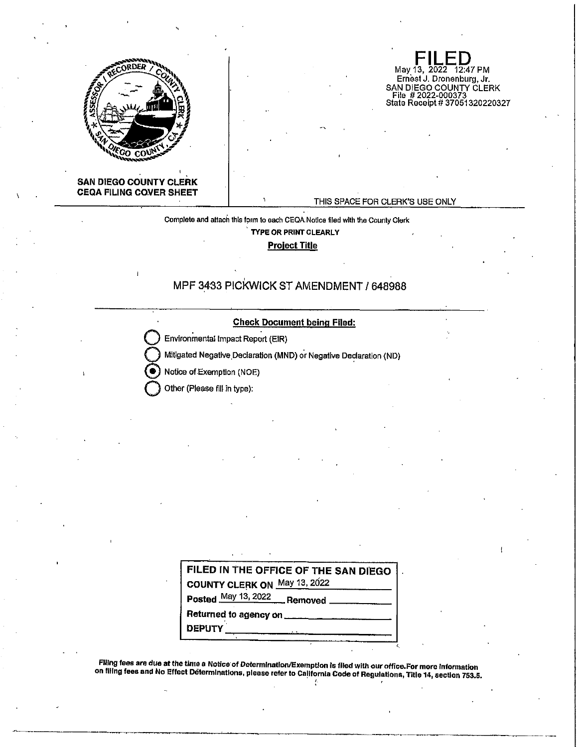**SAN DIEGO COUNTY CLERK**
**CEQA FILING COVER SHEET**

**FILED**
May 13, 2022 12:47 PM
Ernest J. Dronenburg, Jr.
SAN DIEGO COUNTY CLERK
File # 2022-000373
State Receipt # 37051320220327

THIS SPACE FOR CLERK'S USE ONLY

Complete and attach this form to each CEQA Notice filed with the County Clerk

**TYPE OR PRINT CLEARLY**

**Project Title**

MPF 3433 PICKWICK ST AMENDMENT / 648988

**Check Document being Filed:**

- ○ Environmental Impact Report (EIR)
- ○ Mitigated Negative Declaration (MND) or Negative Declaration (ND)
- ● Notice of Exemption (NOE)
- ○ Other (Please fill in type):

**FILED IN THE OFFICE OF THE SAN DIEGO COUNTY CLERK ON** May 13, 2022
**Posted** May 13, 2022 **Removed** ______
**Returned to agency on** ______
**DEPUTY** ______

**Filing fees are due at the time a Notice of Determination/Exemption is filed with our office. For more information on filing fees and No Effect Determinations, please refer to California Code of Regulations, Title 14, section 753.5.**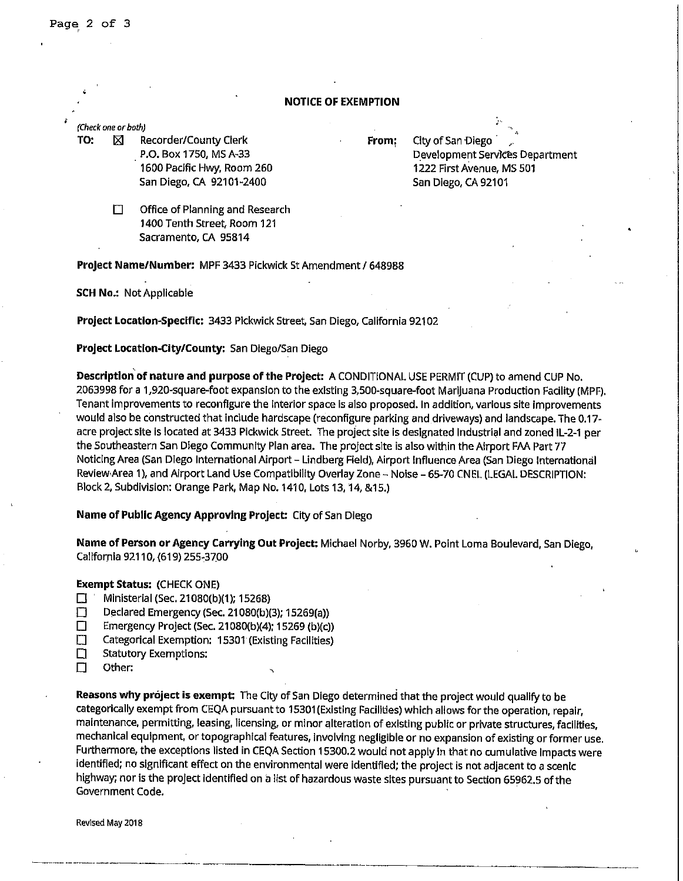# NOTICE OF EXEMPTION

*(Check one or both)*

**TO:** ☒ Recorder/County Clerk
P.O. Box 1750, MS A-33
1600 Pacific Hwy, Room 260
San Diego, CA 92101-2400

☐ Office of Planning and Research
1400 Tenth Street, Room 121
Sacramento, CA 95814

**From:** City of San Diego
Development Services Department
1222 First Avenue, MS 501
San Diego, CA 92101

**Project Name/Number:** MPF 3433 Pickwick St Amendment / 648988

**SCH No.:** Not Applicable

**Project Location-Specific:** 3433 Pickwick Street, San Diego, California 92102

**Project Location-City/County:** San Diego/San Diego

**Description of nature and purpose of the Project:** A CONDITIONAL USE PERMIT (CUP) to amend CUP No. 2063998 for a 1,920-square-foot expansion to the existing 3,500-square-foot Marijuana Production Facility (MPF). Tenant improvements to reconfigure the interior space is also proposed. In addition, various site improvements would also be constructed that include hardscape (reconfigure parking and driveways) and landscape. The 0.17-acre project site is located at 3433 Pickwick Street. The project site is designated Industrial and zoned IL-2-1 per the Southeastern San Diego Community Plan area. The project site is also within the Airport FAA Part 77 Noticing Area (San Diego International Airport – Lindberg Field), Airport Influence Area (San Diego International Review Area 1), and Airport Land Use Compatibility Overlay Zone – Noise – 65-70 CNEL (LEGAL DESCRIPTION: Block 2, Subdivision: Orange Park, Map No. 1410, Lots 13, 14, &15.)

**Name of Public Agency Approving Project:** City of San Diego

**Name of Person or Agency Carrying Out Project:** Michael Norby, 3960 W. Point Loma Boulevard, San Diego, California 92110, (619) 255-3700

**Exempt Status:** (CHECK ONE)

- ☐ Ministerial (Sec. 21080(b)(1); 15268)
- ☐ Declared Emergency (Sec. 21080(b)(3); 15269(a))
- ☐ Emergency Project (Sec. 21080(b)(4); 15269 (b)(c))
- ☐ Categorical Exemption: 15301 (Existing Facilities)
- ☐ Statutory Exemptions:
- ☐ Other:

**Reasons why project is exempt:** The City of San Diego determined that the project would qualify to be categorically exempt from CEQA pursuant to 15301(Existing Facilities) which allows for the operation, repair, maintenance, permitting, leasing, licensing, or minor alteration of existing public or private structures, facilities, mechanical equipment, or topographical features, involving negligible or no expansion of existing or former use. Furthermore, the exceptions listed in CEQA Section 15300.2 would not apply in that no cumulative impacts were identified; no significant effect on the environmental were identified; the project is not adjacent to a scenic highway; nor is the project identified on a list of hazardous waste sites pursuant to Section 65962.5 of the Government Code.

Revised May 2018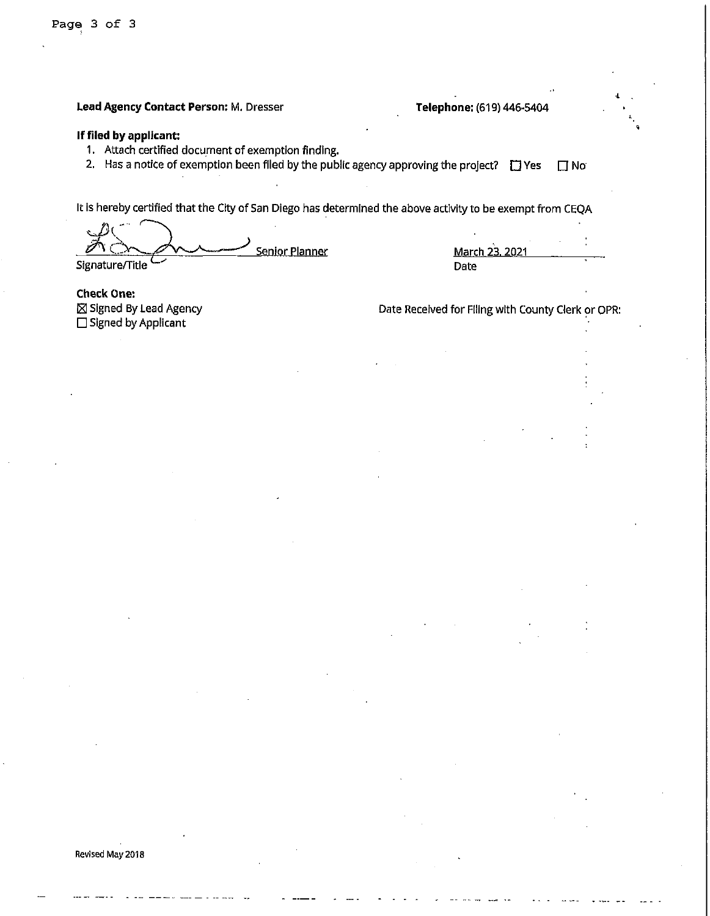**Lead Agency Contact Person:** M. Dresser

**Telephone:** (619) 446-5404

**If filed by applicant:**

1. Attach certified document of exemption finding.
2. Has a notice of exemption been filed by the public agency approving the project? ☐ Yes ☐ No

It is hereby certified that the City of San Diego has determined the above activity to be exempt from CEQA

Senior Planner
Signature/Title

March 23, 2021
Date

**Check One:**
☒ Signed By Lead Agency
☐ Signed by Applicant

Date Received for Filing with County Clerk or OPR:

Revised May 2018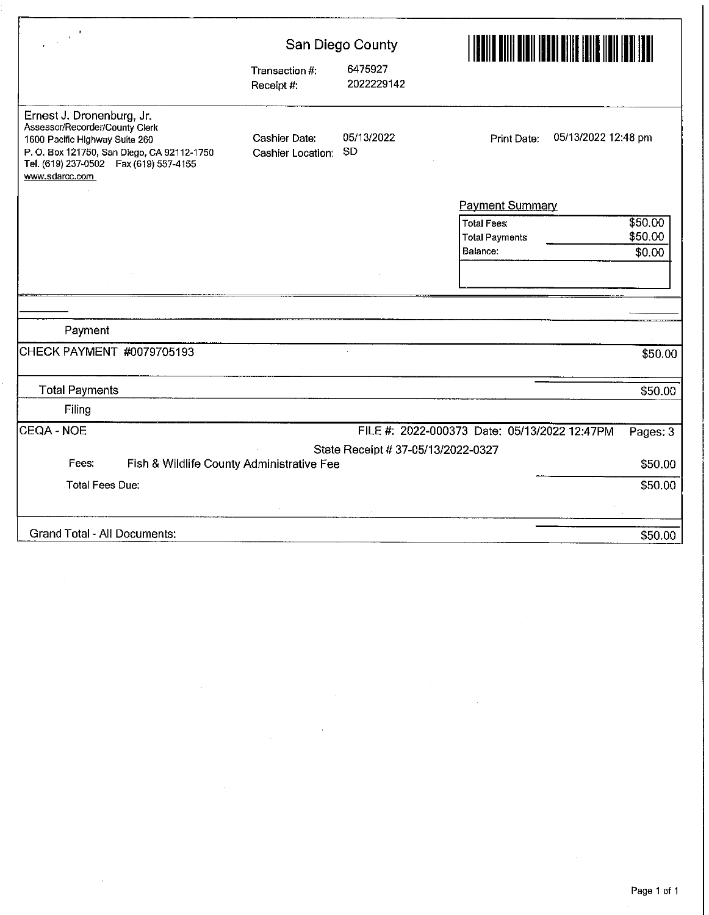# San Diego County

Transaction #: 6475927
Receipt #: 2022229142

Ernest J. Dronenburg, Jr.
Assessor/Recorder/County Clerk
1600 Pacific Highway Suite 260
P. O. Box 121750, San Diego, CA 92112-1750
Tel. (619) 237-0502 Fax (619) 557-4155
www.sdarcc.com

Cashier Date: 05/13/2022
Cashier Location: SD

Print Date: 05/13/2022 12:48 pm

**Payment Summary**

| | |
|---|---|
| Total Fees | $50.00 |
| Total Payments | $50.00 |
| Balance: | $0.00 |

**Payment**

| | |
|---|---|
| CHECK PAYMENT #0079705193 | $50.00 |
| Total Payments | $50.00 |

**Filing**

CEQA - NOE FILE #: 2022-000373 Date: 05/13/2022 12:47PM Pages: 3

State Receipt # 37-05/13/2022-0327

| | | |
|---|---|---|
| Fees: | Fish & Wildlife County Administrative Fee | $50.00 |
| Total Fees Due: | | $50.00 |

| | |
|---|---|
| Grand Total - All Documents: | $50.00 |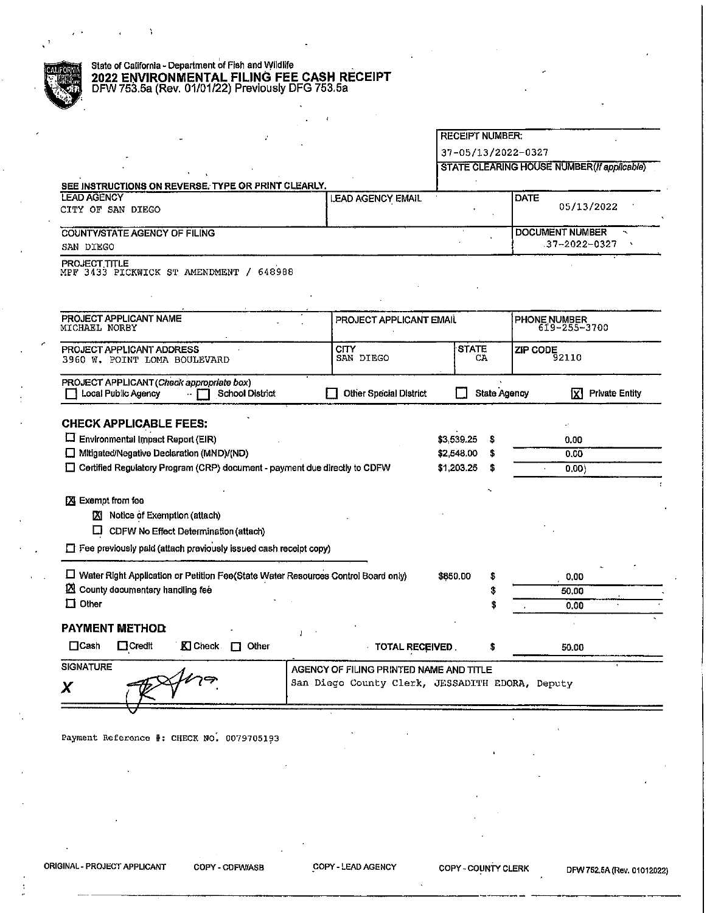State of California - Department of Fish and Wildlife

# 2022 ENVIRONMENTAL FILING FEE CASH RECEIPT

DFW 753.5a (Rev. 01/01/22) Previously DFG 753.5a

**RECEIPT NUMBER:** 37-05/13/2022-0327

**STATE CLEARING HOUSE NUMBER** *(If applicable)*:

**SEE INSTRUCTIONS ON REVERSE. TYPE OR PRINT CLEARLY.**

| LEAD AGENCY | LEAD AGENCY EMAIL | DATE |
|---|---|---|
| CITY OF SAN DIEGO | | 05/13/2022 |

| COUNTY/STATE AGENCY OF FILING | DOCUMENT NUMBER |
|---|---|
| SAN DIEGO | 37-2022-0327 |

**PROJECT TITLE**
MPF 3433 PICKWICK ST AMENDMENT / 648988

| PROJECT APPLICANT NAME | PROJECT APPLICANT EMAIL | PHONE NUMBER |
|---|---|---|
| MICHAEL NORBY | | 619-255-3700 |

| PROJECT APPLICANT ADDRESS | CITY | STATE | ZIP CODE |
|---|---|---|---|
| 3960 W. POINT LOMA BOULEVARD | SAN DIEGO | CA | 92110 |

**PROJECT APPLICANT** *(Check appropriate box)*

☐ Local Public Agency ☐ School District ☐ Other Special District ☐ State Agency ☒ Private Entity

## CHECK APPLICABLE FEES:

| | | | |
|---|---|---|---|
| ☐ Environmental Impact Report (EIR) | $3,539.25 | $ | 0.00 |
| ☐ Mitigated/Negative Declaration (MND)/(ND) | $2,548.00 | $ | 0.00 |
| ☐ Certified Regulatory Program (CRP) document - payment due directly to CDFW | $1,203.25 | $ | 0.00 |

☒ Exempt from fee

- ☒ Notice of Exemption (attach)
- ☐ CDFW No Effect Determination (attach)

☐ Fee previously paid (attach previously issued cash receipt copy)

| | | | |
|---|---|---|---|
| ☐ Water Right Application or Petition Fee (State Water Resources Control Board only) | $850.00 | $ | 0.00 |
| ☒ County documentary handling fee | | $ | 50.00 |
| ☐ Other | | $ | 0.00 |

## PAYMENT METHOD:

☐ Cash ☐ Credit ☒ Check ☐ Other

**TOTAL RECEIVED** $ 50.00

**SIGNATURE**
X [signature]

**AGENCY OF FILING PRINTED NAME AND TITLE**
San Diego County Clerk, JESSADITH EDORA, Deputy

Payment Reference #: CHECK NO. 0079705193

ORIGINAL - PROJECT APPLICANT COPY - CDFW/ASB COPY - LEAD AGENCY COPY - COUNTY CLERK DFW 753.5A (Rev. 01012022)